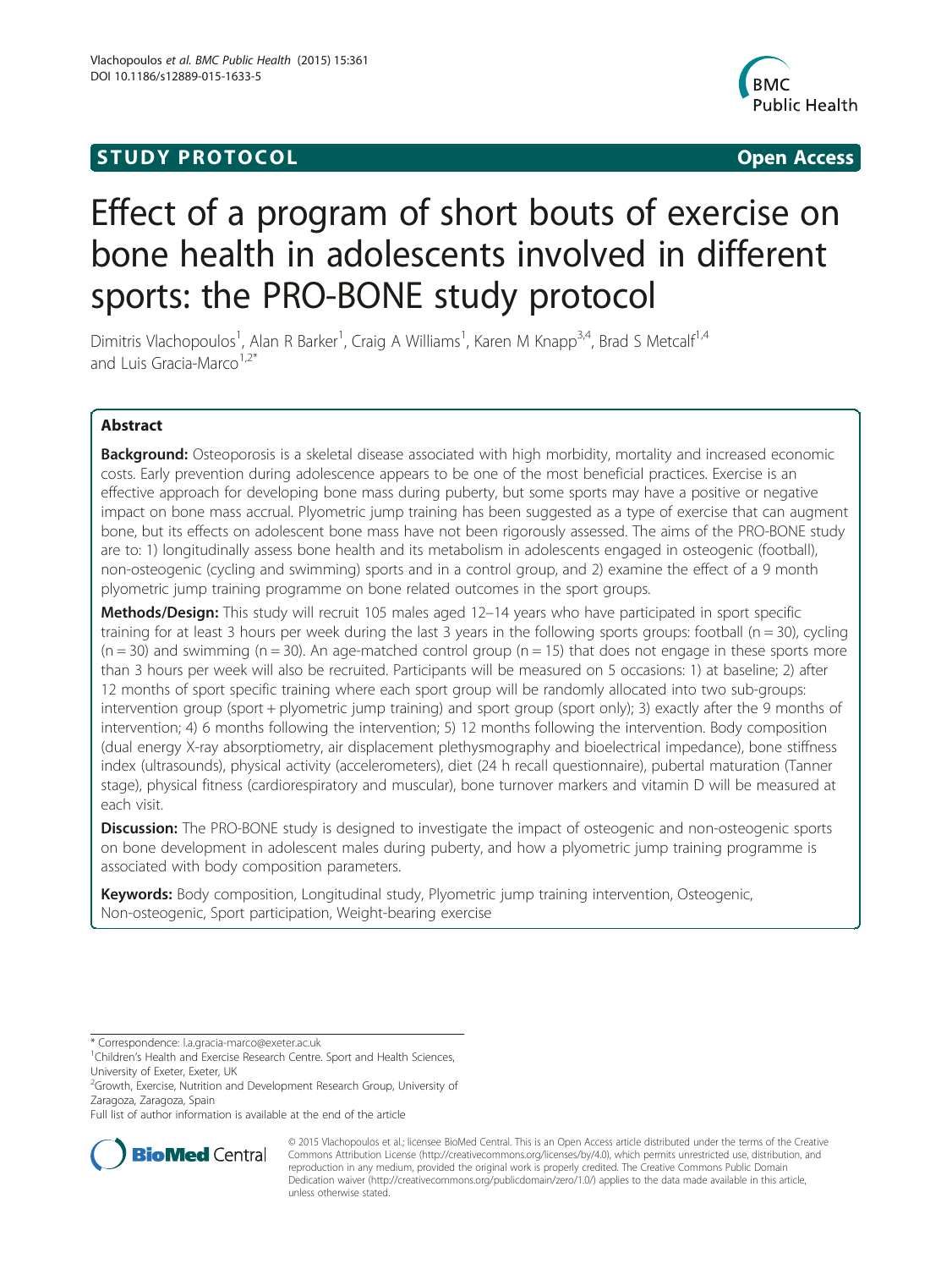STUDY PROTOCOL Open Access

# Effect of a program of short bouts of exercise on bone health in adolescents involved in different sports: the PRO-BONE study protocol

Dimitris Vlachopoulos[1], Alan R Barker[1], Craig A Williams[1], Karen M Knapp[3,4], Brad S Metcalf[1,4] and Luis Gracia-Marco[1,2*]

## Abstract

**Background:** Osteoporosis is a skeletal disease associated with high morbidity, mortality and increased economic costs. Early prevention during adolescence appears to be one of the most beneficial practices. Exercise is an effective approach for developing bone mass during puberty, but some sports may have a positive or negative impact on bone mass accrual. Plyometric jump training has been suggested as a type of exercise that can augment bone, but its effects on adolescent bone mass have not been rigorously assessed. The aims of the PRO-BONE study are to: 1) longitudinally assess bone health and its metabolism in adolescents engaged in osteogenic (football), non-osteogenic (cycling and swimming) sports and in a control group, and 2) examine the effect of a 9 month plyometric jump training programme on bone related outcomes in the sport groups.

**Methods/Design:** This study will recruit 105 males aged 12–14 years who have participated in sport specific training for at least 3 hours per week during the last 3 years in the following sports groups: football (n = 30), cycling (n = 30) and swimming (n = 30). An age-matched control group (n = 15) that does not engage in these sports more than 3 hours per week will also be recruited. Participants will be measured on 5 occasions: 1) at baseline; 2) after 12 months of sport specific training where each sport group will be randomly allocated into two sub-groups: intervention group (sport + plyometric jump training) and sport group (sport only); 3) exactly after the 9 months of intervention; 4) 6 months following the intervention; 5) 12 months following the intervention. Body composition (dual energy X-ray absorptiometry, air displacement plethysmography and bioelectrical impedance), bone stiffness index (ultrasounds), physical activity (accelerometers), diet (24 h recall questionnaire), pubertal maturation (Tanner stage), physical fitness (cardiorespiratory and muscular), bone turnover markers and vitamin D will be measured at each visit.

**Discussion:** The PRO-BONE study is designed to investigate the impact of osteogenic and non-osteogenic sports on bone development in adolescent males during puberty, and how a plyometric jump training programme is associated with body composition parameters.

**Keywords:** Body composition, Longitudinal study, Plyometric jump training intervention, Osteogenic, Non-osteogenic, Sport participation, Weight-bearing exercise

---

* Correspondence: l.a.gracia-marco@exeter.ac.uk

[1]Children's Health and Exercise Research Centre. Sport and Health Sciences, University of Exeter, Exeter, UK

[2]Growth, Exercise, Nutrition and Development Research Group, University of Zaragoza, Zaragoza, Spain

Full list of author information is available at the end of the article

© 2015 Vlachopoulos et al.; licensee BioMed Central. This is an Open Access article distributed under the terms of the Creative Commons Attribution License (http://creativecommons.org/licenses/by/4.0), which permits unrestricted use, distribution, and reproduction in any medium, provided the original work is properly credited. The Creative Commons Public Domain Dedication waiver (http://creativecommons.org/publicdomain/zero/1.0/) applies to the data made available in this article, unless otherwise stated.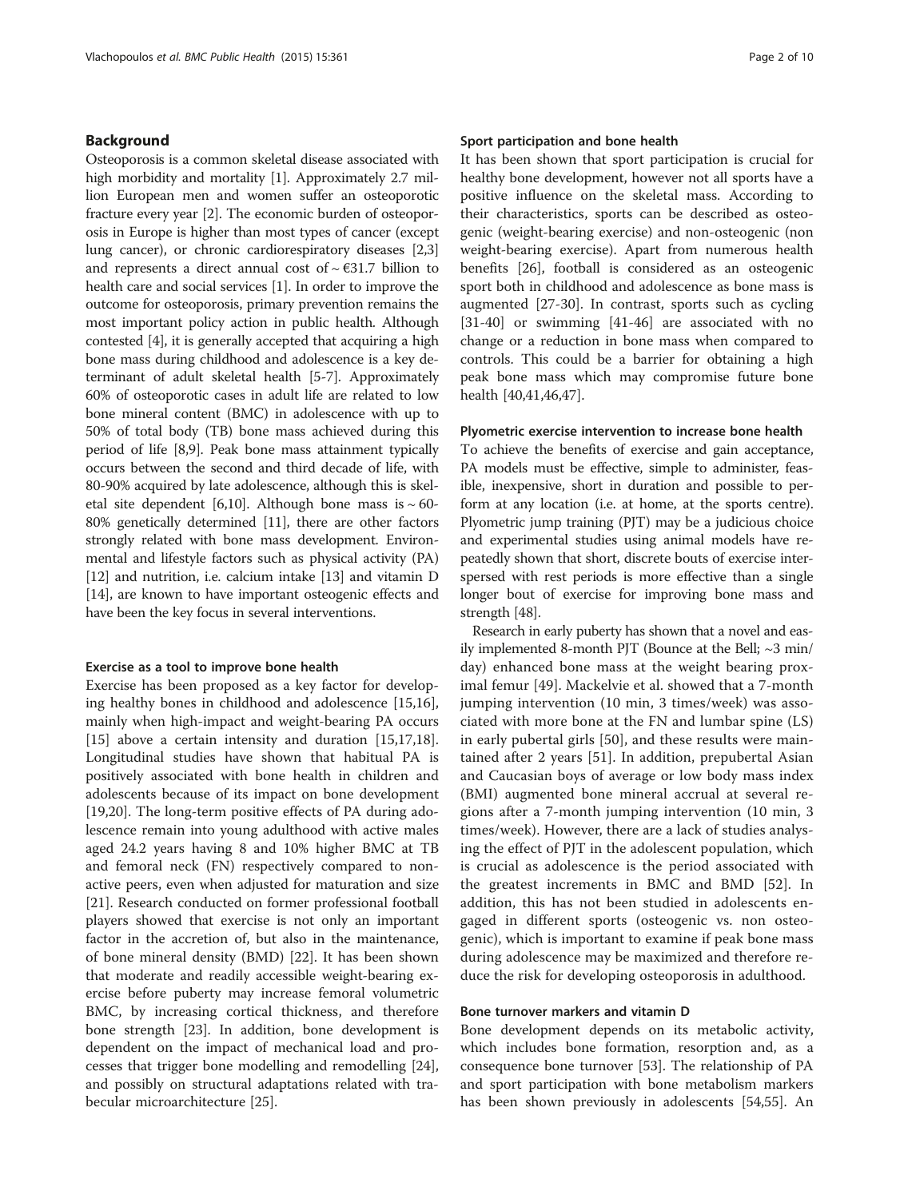## Background

Osteoporosis is a common skeletal disease associated with high morbidity and mortality [1]. Approximately 2.7 million European men and women suffer an osteoporotic fracture every year [2]. The economic burden of osteoporosis in Europe is higher than most types of cancer (except lung cancer), or chronic cardiorespiratory diseases [2,3] and represents a direct annual cost of ~ €31.7 billion to health care and social services [1]. In order to improve the outcome for osteoporosis, primary prevention remains the most important policy action in public health. Although contested [4], it is generally accepted that acquiring a high bone mass during childhood and adolescence is a key determinant of adult skeletal health [5-7]. Approximately 60% of osteoporotic cases in adult life are related to low bone mineral content (BMC) in adolescence with up to 50% of total body (TB) bone mass achieved during this period of life [8,9]. Peak bone mass attainment typically occurs between the second and third decade of life, with 80-90% acquired by late adolescence, although this is skeletal site dependent [6,10]. Although bone mass is ~ 60-80% genetically determined [11], there are other factors strongly related with bone mass development. Environmental and lifestyle factors such as physical activity (PA) [12] and nutrition, i.e. calcium intake [13] and vitamin D [14], are known to have important osteogenic effects and have been the key focus in several interventions.

### Exercise as a tool to improve bone health

Exercise has been proposed as a key factor for developing healthy bones in childhood and adolescence [15,16], mainly when high-impact and weight-bearing PA occurs [15] above a certain intensity and duration [15,17,18]. Longitudinal studies have shown that habitual PA is positively associated with bone health in children and adolescents because of its impact on bone development [19,20]. The long-term positive effects of PA during adolescence remain into young adulthood with active males aged 24.2 years having 8 and 10% higher BMC at TB and femoral neck (FN) respectively compared to non-active peers, even when adjusted for maturation and size [21]. Research conducted on former professional football players showed that exercise is not only an important factor in the accretion of, but also in the maintenance, of bone mineral density (BMD) [22]. It has been shown that moderate and readily accessible weight-bearing exercise before puberty may increase femoral volumetric BMC, by increasing cortical thickness, and therefore bone strength [23]. In addition, bone development is dependent on the impact of mechanical load and processes that trigger bone modelling and remodelling [24], and possibly on structural adaptations related with trabecular microarchitecture [25].

### Sport participation and bone health

It has been shown that sport participation is crucial for healthy bone development, however not all sports have a positive influence on the skeletal mass. According to their characteristics, sports can be described as osteogenic (weight-bearing exercise) and non-osteogenic (non weight-bearing exercise). Apart from numerous health benefits [26], football is considered as an osteogenic sport both in childhood and adolescence as bone mass is augmented [27-30]. In contrast, sports such as cycling [31-40] or swimming [41-46] are associated with no change or a reduction in bone mass when compared to controls. This could be a barrier for obtaining a high peak bone mass which may compromise future bone health [40,41,46,47].

### Plyometric exercise intervention to increase bone health

To achieve the benefits of exercise and gain acceptance, PA models must be effective, simple to administer, feasible, inexpensive, short in duration and possible to perform at any location (i.e. at home, at the sports centre). Plyometric jump training (PJT) may be a judicious choice and experimental studies using animal models have repeatedly shown that short, discrete bouts of exercise interspersed with rest periods is more effective than a single longer bout of exercise for improving bone mass and strength [48].

Research in early puberty has shown that a novel and easily implemented 8-month PJT (Bounce at the Bell; ~3 min/day) enhanced bone mass at the weight bearing proximal femur [49]. Mackelvie et al. showed that a 7-month jumping intervention (10 min, 3 times/week) was associated with more bone at the FN and lumbar spine (LS) in early pubertal girls [50], and these results were maintained after 2 years [51]. In addition, prepubertal Asian and Caucasian boys of average or low body mass index (BMI) augmented bone mineral accrual at several regions after a 7-month jumping intervention (10 min, 3 times/week). However, there are a lack of studies analysing the effect of PJT in the adolescent population, which is crucial as adolescence is the period associated with the greatest increments in BMC and BMD [52]. In addition, this has not been studied in adolescents engaged in different sports (osteogenic vs. non osteogenic), which is important to examine if peak bone mass during adolescence may be maximized and therefore reduce the risk for developing osteoporosis in adulthood.

### Bone turnover markers and vitamin D

Bone development depends on its metabolic activity, which includes bone formation, resorption and, as a consequence bone turnover [53]. The relationship of PA and sport participation with bone metabolism markers has been shown previously in adolescents [54,55]. An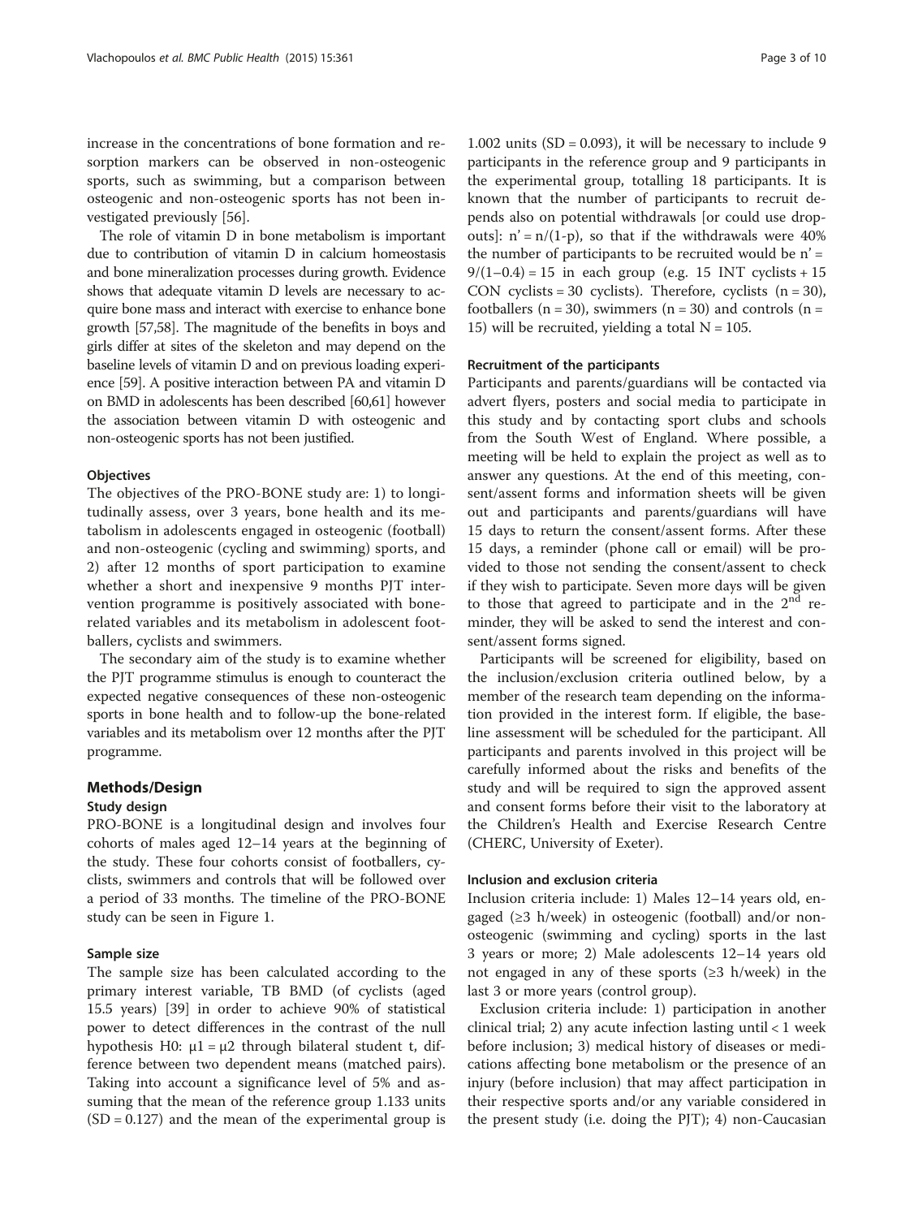increase in the concentrations of bone formation and resorption markers can be observed in non-osteogenic sports, such as swimming, but a comparison between osteogenic and non-osteogenic sports has not been investigated previously [56].

The role of vitamin D in bone metabolism is important due to contribution of vitamin D in calcium homeostasis and bone mineralization processes during growth. Evidence shows that adequate vitamin D levels are necessary to acquire bone mass and interact with exercise to enhance bone growth [57,58]. The magnitude of the benefits in boys and girls differ at sites of the skeleton and may depend on the baseline levels of vitamin D and on previous loading experience [59]. A positive interaction between PA and vitamin D on BMD in adolescents has been described [60,61] however the association between vitamin D with osteogenic and non-osteogenic sports has not been justified.

### Objectives

The objectives of the PRO-BONE study are: 1) to longitudinally assess, over 3 years, bone health and its metabolism in adolescents engaged in osteogenic (football) and non-osteogenic (cycling and swimming) sports, and 2) after 12 months of sport participation to examine whether a short and inexpensive 9 months PJT intervention programme is positively associated with bone-related variables and its metabolism in adolescent footballers, cyclists and swimmers.

The secondary aim of the study is to examine whether the PJT programme stimulus is enough to counteract the expected negative consequences of these non-osteogenic sports in bone health and to follow-up the bone-related variables and its metabolism over 12 months after the PJT programme.

## Methods/Design

### Study design

PRO-BONE is a longitudinal design and involves four cohorts of males aged 12–14 years at the beginning of the study. These four cohorts consist of footballers, cyclists, swimmers and controls that will be followed over a period of 33 months. The timeline of the PRO-BONE study can be seen in Figure 1.

### Sample size

The sample size has been calculated according to the primary interest variable, TB BMD (of cyclists (aged 15.5 years) [39] in order to achieve 90% of statistical power to detect differences in the contrast of the null hypothesis H0: $\mu1 = \mu2$ through bilateral student t, difference between two dependent means (matched pairs). Taking into account a significance level of 5% and assuming that the mean of the reference group 1.133 units (SD = 0.127) and the mean of the experimental group is 1.002 units (SD = 0.093), it will be necessary to include 9 participants in the reference group and 9 participants in the experimental group, totalling 18 participants. It is known that the number of participants to recruit depends also on potential withdrawals [or could use drop-outs]: $n' = n/(1\text{-}p)$, so that if the withdrawals were 40% the number of participants to be recruited would be $n' = 9/(1-0.4) = 15$ in each group (e.g. 15 INT cyclists + 15 CON cyclists = 30 cyclists). Therefore, cyclists (n = 30), footballers (n = 30), swimmers (n = 30) and controls (n = 15) will be recruited, yielding a total N = 105.

### Recruitment of the participants

Participants and parents/guardians will be contacted via advert flyers, posters and social media to participate in this study and by contacting sport clubs and schools from the South West of England. Where possible, a meeting will be held to explain the project as well as to answer any questions. At the end of this meeting, consent/assent forms and information sheets will be given out and participants and parents/guardians will have 15 days to return the consent/assent forms. After these 15 days, a reminder (phone call or email) will be provided to those not sending the consent/assent to check if they wish to participate. Seven more days will be given to those that agreed to participate and in the 2nd reminder, they will be asked to send the interest and consent/assent forms signed.

Participants will be screened for eligibility, based on the inclusion/exclusion criteria outlined below, by a member of the research team depending on the information provided in the interest form. If eligible, the baseline assessment will be scheduled for the participant. All participants and parents involved in this project will be carefully informed about the risks and benefits of the study and will be required to sign the approved assent and consent forms before their visit to the laboratory at the Children's Health and Exercise Research Centre (CHERC, University of Exeter).

### Inclusion and exclusion criteria

Inclusion criteria include: 1) Males 12–14 years old, engaged (≥3 h/week) in osteogenic (football) and/or non-osteogenic (swimming and cycling) sports in the last 3 years or more; 2) Male adolescents 12–14 years old not engaged in any of these sports (≥3 h/week) in the last 3 or more years (control group).

Exclusion criteria include: 1) participation in another clinical trial; 2) any acute infection lasting until < 1 week before inclusion; 3) medical history of diseases or medications affecting bone metabolism or the presence of an injury (before inclusion) that may affect participation in their respective sports and/or any variable considered in the present study (i.e. doing the PJT); 4) non-Caucasian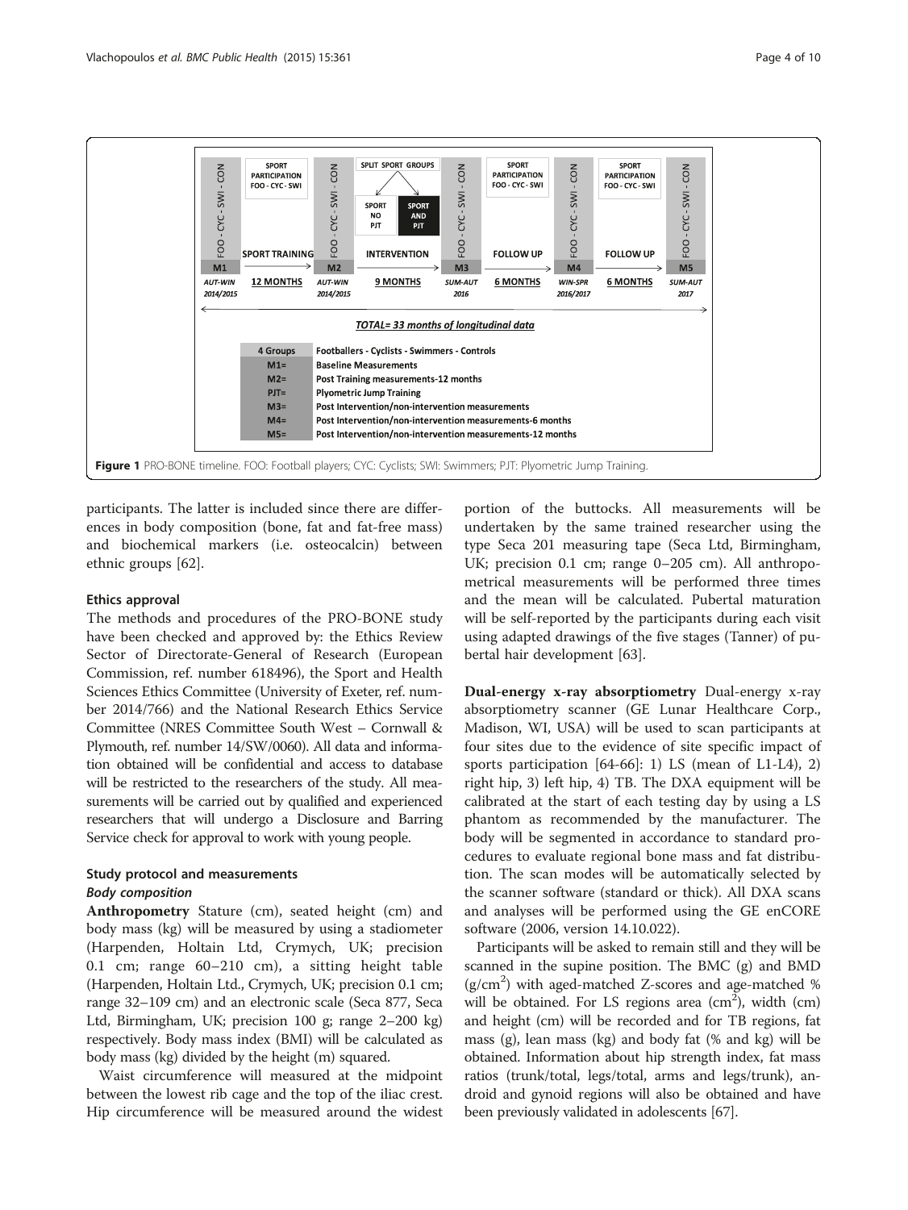**Figure 1** PRO-BONE timeline. FOO: Football players; CYC: Cyclists; SWI: Swimmers; PJT: Plyometric Jump Training.

participants. The latter is included since there are differences in body composition (bone, fat and fat-free mass) and biochemical markers (i.e. osteocalcin) between ethnic groups [62].

#### Ethics approval

The methods and procedures of the PRO-BONE study have been checked and approved by: the Ethics Review Sector of Directorate-General of Research (European Commission, ref. number 618496), the Sport and Health Sciences Ethics Committee (University of Exeter, ref. number 2014/766) and the National Research Ethics Service Committee (NRES Committee South West – Cornwall & Plymouth, ref. number 14/SW/0060). All data and information obtained will be confidential and access to database will be restricted to the researchers of the study. All measurements will be carried out by qualified and experienced researchers that will undergo a Disclosure and Barring Service check for approval to work with young people.

#### Study protocol and measurements

##### *Body composition*

**Anthropometry** Stature (cm), seated height (cm) and body mass (kg) will be measured by using a stadiometer (Harpenden, Holtain Ltd, Crymych, UK; precision 0.1 cm; range 60–210 cm), a sitting height table (Harpenden, Holtain Ltd., Crymych, UK; precision 0.1 cm; range 32–109 cm) and an electronic scale (Seca 877, Seca Ltd, Birmingham, UK; precision 100 g; range 2–200 kg) respectively. Body mass index (BMI) will be calculated as body mass (kg) divided by the height (m) squared.

Waist circumference will measured at the midpoint between the lowest rib cage and the top of the iliac crest. Hip circumference will be measured around the widest portion of the buttocks. All measurements will be undertaken by the same trained researcher using the type Seca 201 measuring tape (Seca Ltd, Birmingham, UK; precision 0.1 cm; range 0–205 cm). All anthropometrical measurements will be performed three times and the mean will be calculated. Pubertal maturation will be self-reported by the participants during each visit using adapted drawings of the five stages (Tanner) of pubertal hair development [63].

**Dual-energy x-ray absorptiometry** Dual-energy x-ray absorptiometry scanner (GE Lunar Healthcare Corp., Madison, WI, USA) will be used to scan participants at four sites due to the evidence of site specific impact of sports participation [64-66]: 1) LS (mean of L1-L4), 2) right hip, 3) left hip, 4) TB. The DXA equipment will be calibrated at the start of each testing day by using a LS phantom as recommended by the manufacturer. The body will be segmented in accordance to standard procedures to evaluate regional bone mass and fat distribution. The scan modes will be automatically selected by the scanner software (standard or thick). All DXA scans and analyses will be performed using the GE enCORE software (2006, version 14.10.022).

Participants will be asked to remain still and they will be scanned in the supine position. The BMC (g) and BMD ($g/cm^2$) with aged-matched Z-scores and age-matched % will be obtained. For LS regions area ($cm^2$), width (cm) and height (cm) will be recorded and for TB regions, fat mass (g), lean mass (kg) and body fat (% and kg) will be obtained. Information about hip strength index, fat mass ratios (trunk/total, legs/total, arms and legs/trunk), android and gynoid regions will also be obtained and have been previously validated in adolescents [67].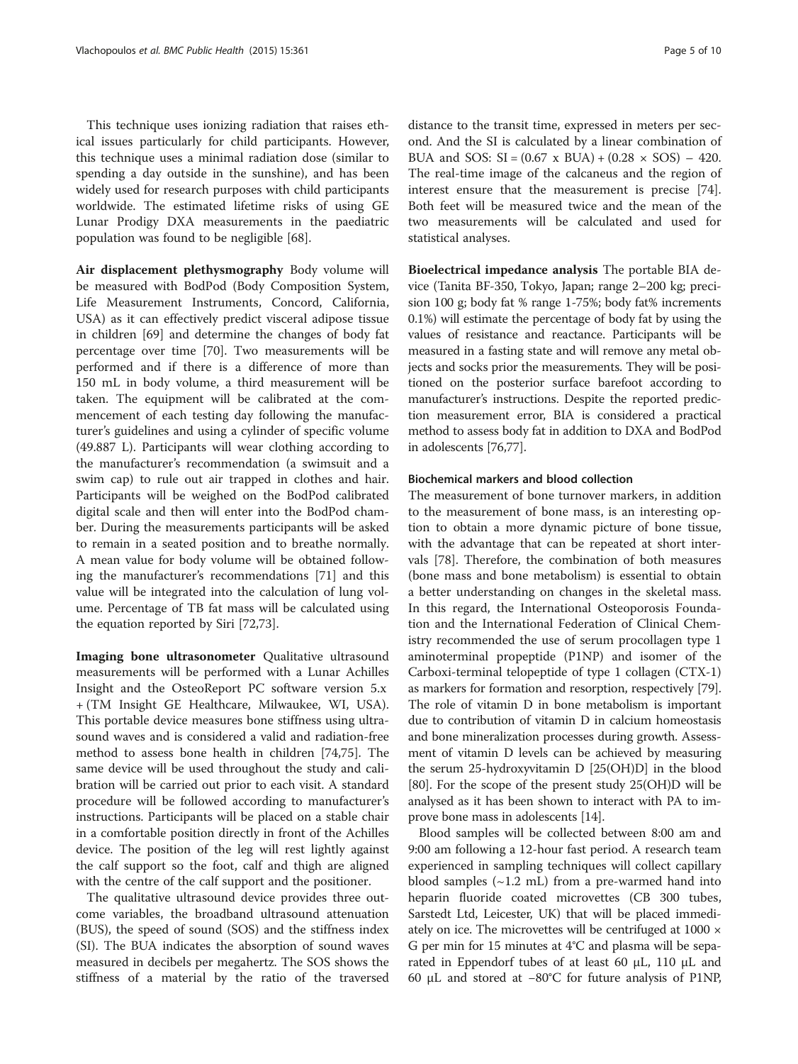This technique uses ionizing radiation that raises ethical issues particularly for child participants. However, this technique uses a minimal radiation dose (similar to spending a day outside in the sunshine), and has been widely used for research purposes with child participants worldwide. The estimated lifetime risks of using GE Lunar Prodigy DXA measurements in the paediatric population was found to be negligible [68].

**Air displacement plethysmography** Body volume will be measured with BodPod (Body Composition System, Life Measurement Instruments, Concord, California, USA) as it can effectively predict visceral adipose tissue in children [69] and determine the changes of body fat percentage over time [70]. Two measurements will be performed and if there is a difference of more than 150 mL in body volume, a third measurement will be taken. The equipment will be calibrated at the commencement of each testing day following the manufacturer's guidelines and using a cylinder of specific volume (49.887 L). Participants will wear clothing according to the manufacturer's recommendation (a swimsuit and a swim cap) to rule out air trapped in clothes and hair. Participants will be weighed on the BodPod calibrated digital scale and then will enter into the BodPod chamber. During the measurements participants will be asked to remain in a seated position and to breathe normally. A mean value for body volume will be obtained following the manufacturer's recommendations [71] and this value will be integrated into the calculation of lung volume. Percentage of TB fat mass will be calculated using the equation reported by Siri [72,73].

**Imaging bone ultrasonometer** Qualitative ultrasound measurements will be performed with a Lunar Achilles Insight and the OsteoReport PC software version 5.x + (TM Insight GE Healthcare, Milwaukee, WI, USA). This portable device measures bone stiffness using ultrasound waves and is considered a valid and radiation-free method to assess bone health in children [74,75]. The same device will be used throughout the study and calibration will be carried out prior to each visit. A standard procedure will be followed according to manufacturer's instructions. Participants will be placed on a stable chair in a comfortable position directly in front of the Achilles device. The position of the leg will rest lightly against the calf support so the foot, calf and thigh are aligned with the centre of the calf support and the positioner.

The qualitative ultrasound device provides three outcome variables, the broadband ultrasound attenuation (BUS), the speed of sound (SOS) and the stiffness index (SI). The BUA indicates the absorption of sound waves measured in decibels per megahertz. The SOS shows the stiffness of a material by the ratio of the traversed distance to the transit time, expressed in meters per second. And the SI is calculated by a linear combination of BUA and SOS: $SI = (0.67 \times BUA) + (0.28 \times SOS) - 420$. The real-time image of the calcaneus and the region of interest ensure that the measurement is precise [74]. Both feet will be measured twice and the mean of the two measurements will be calculated and used for statistical analyses.

**Bioelectrical impedance analysis** The portable BIA device (Tanita BF-350, Tokyo, Japan; range 2–200 kg; precision 100 g; body fat % range 1-75%; body fat% increments 0.1%) will estimate the percentage of body fat by using the values of resistance and reactance. Participants will be measured in a fasting state and will remove any metal objects and socks prior the measurements. They will be positioned on the posterior surface barefoot according to manufacturer's instructions. Despite the reported prediction measurement error, BIA is considered a practical method to assess body fat in addition to DXA and BodPod in adolescents [76,77].

#### Biochemical markers and blood collection

The measurement of bone turnover markers, in addition to the measurement of bone mass, is an interesting option to obtain a more dynamic picture of bone tissue, with the advantage that can be repeated at short intervals [78]. Therefore, the combination of both measures (bone mass and bone metabolism) is essential to obtain a better understanding on changes in the skeletal mass. In this regard, the International Osteoporosis Foundation and the International Federation of Clinical Chemistry recommended the use of serum procollagen type 1 aminoterminal propeptide (P1NP) and isomer of the Carboxi-terminal telopeptide of type 1 collagen (CTX-1) as markers for formation and resorption, respectively [79]. The role of vitamin D in bone metabolism is important due to contribution of vitamin D in calcium homeostasis and bone mineralization processes during growth. Assessment of vitamin D levels can be achieved by measuring the serum 25-hydroxyvitamin D [25(OH)D] in the blood [80]. For the scope of the present study 25(OH)D will be analysed as it has been shown to interact with PA to improve bone mass in adolescents [14].

Blood samples will be collected between 8:00 am and 9:00 am following a 12-hour fast period. A research team experienced in sampling techniques will collect capillary blood samples (~1.2 mL) from a pre-warmed hand into heparin fluoride coated microvettes (CB 300 tubes, Sarstedt Ltd, Leicester, UK) that will be placed immediately on ice. The microvettes will be centrifuged at 1000 × G per min for 15 minutes at 4°C and plasma will be separated in Eppendorf tubes of at least 60 μL, 110 μL and 60 μL and stored at −80°C for future analysis of P1NP,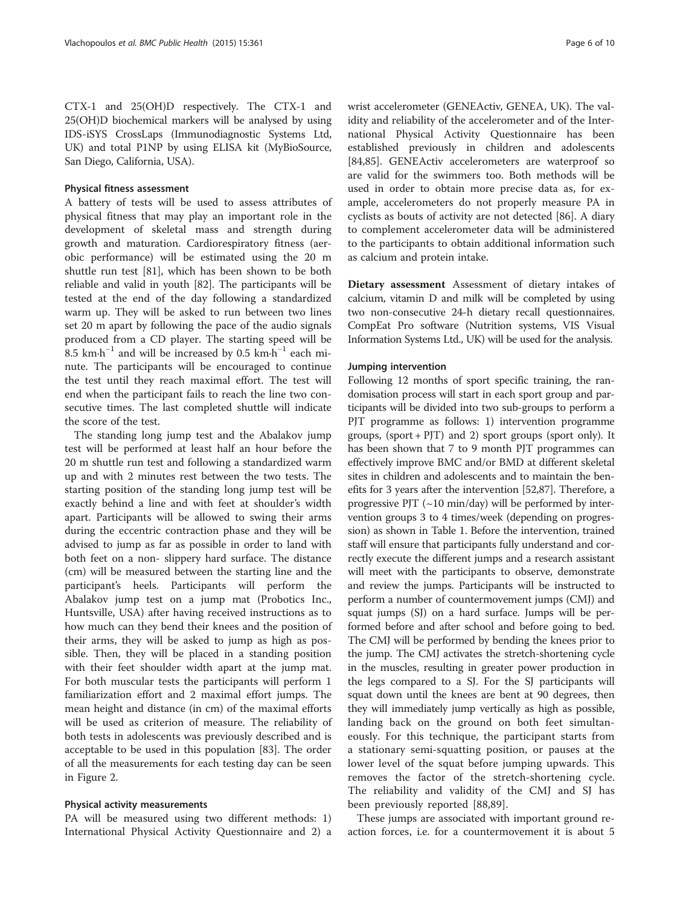CTX-1 and 25(OH)D respectively. The CTX-1 and 25(OH)D biochemical markers will be analysed by using IDS-iSYS CrossLaps (Immunodiagnostic Systems Ltd, UK) and total P1NP by using ELISA kit (MyBioSource, San Diego, California, USA).

### Physical fitness assessment

A battery of tests will be used to assess attributes of physical fitness that may play an important role in the development of skeletal mass and strength during growth and maturation. Cardiorespiratory fitness (aerobic performance) will be estimated using the 20 m shuttle run test [81], which has been shown to be both reliable and valid in youth [82]. The participants will be tested at the end of the day following a standardized warm up. They will be asked to run between two lines set 20 m apart by following the pace of the audio signals produced from a CD player. The starting speed will be 8.5 $km{\cdot}h^{-1}$ and will be increased by 0.5 $km{\cdot}h^{-1}$ each minute. The participants will be encouraged to continue the test until they reach maximal effort. The test will end when the participant fails to reach the line two consecutive times. The last completed shuttle will indicate the score of the test.

The standing long jump test and the Abalakov jump test will be performed at least half an hour before the 20 m shuttle run test and following a standardized warm up and with 2 minutes rest between the two tests. The starting position of the standing long jump test will be exactly behind a line and with feet at shoulder's width apart. Participants will be allowed to swing their arms during the eccentric contraction phase and they will be advised to jump as far as possible in order to land with both feet on a non- slippery hard surface. The distance (cm) will be measured between the starting line and the participant's heels. Participants will perform the Abalakov jump test on a jump mat (Probotics Inc., Huntsville, USA) after having received instructions as to how much can they bend their knees and the position of their arms, they will be asked to jump as high as possible. Then, they will be placed in a standing position with their feet shoulder width apart at the jump mat. For both muscular tests the participants will perform 1 familiarization effort and 2 maximal effort jumps. The mean height and distance (in cm) of the maximal efforts will be used as criterion of measure. The reliability of both tests in adolescents was previously described and is acceptable to be used in this population [83]. The order of all the measurements for each testing day can be seen in Figure 2.

### Physical activity measurements

PA will be measured using two different methods: 1) International Physical Activity Questionnaire and 2) a wrist accelerometer (GENEActiv, GENEA, UK). The validity and reliability of the accelerometer and of the International Physical Activity Questionnaire has been established previously in children and adolescents [84,85]. GENEActiv accelerometers are waterproof so are valid for the swimmers too. Both methods will be used in order to obtain more precise data as, for example, accelerometers do not properly measure PA in cyclists as bouts of activity are not detected [86]. A diary to complement accelerometer data will be administered to the participants to obtain additional information such as calcium and protein intake.

**Dietary assessment** Assessment of dietary intakes of calcium, vitamin D and milk will be completed by using two non-consecutive 24-h dietary recall questionnaires. CompEat Pro software (Nutrition systems, VIS Visual Information Systems Ltd., UK) will be used for the analysis.

### Jumping intervention

Following 12 months of sport specific training, the randomisation process will start in each sport group and participants will be divided into two sub-groups to perform a PJT programme as follows: 1) intervention programme groups, (sport + PJT) and 2) sport groups (sport only). It has been shown that 7 to 9 month PJT programmes can effectively improve BMC and/or BMD at different skeletal sites in children and adolescents and to maintain the benefits for 3 years after the intervention [52,87]. Therefore, a progressive PJT (~10 min/day) will be performed by intervention groups 3 to 4 times/week (depending on progression) as shown in Table 1. Before the intervention, trained staff will ensure that participants fully understand and correctly execute the different jumps and a research assistant will meet with the participants to observe, demonstrate and review the jumps. Participants will be instructed to perform a number of countermovement jumps (CMJ) and squat jumps (SJ) on a hard surface. Jumps will be performed before and after school and before going to bed. The CMJ will be performed by bending the knees prior to the jump. The CMJ activates the stretch-shortening cycle in the muscles, resulting in greater power production in the legs compared to a SJ. For the SJ participants will squat down until the knees are bent at 90 degrees, then they will immediately jump vertically as high as possible, landing back on the ground on both feet simultaneously. For this technique, the participant starts from a stationary semi-squatting position, or pauses at the lower level of the squat before jumping upwards. This removes the factor of the stretch-shortening cycle. The reliability and validity of the CMJ and SJ has been previously reported [88,89].

These jumps are associated with important ground reaction forces, i.e. for a countermovement it is about 5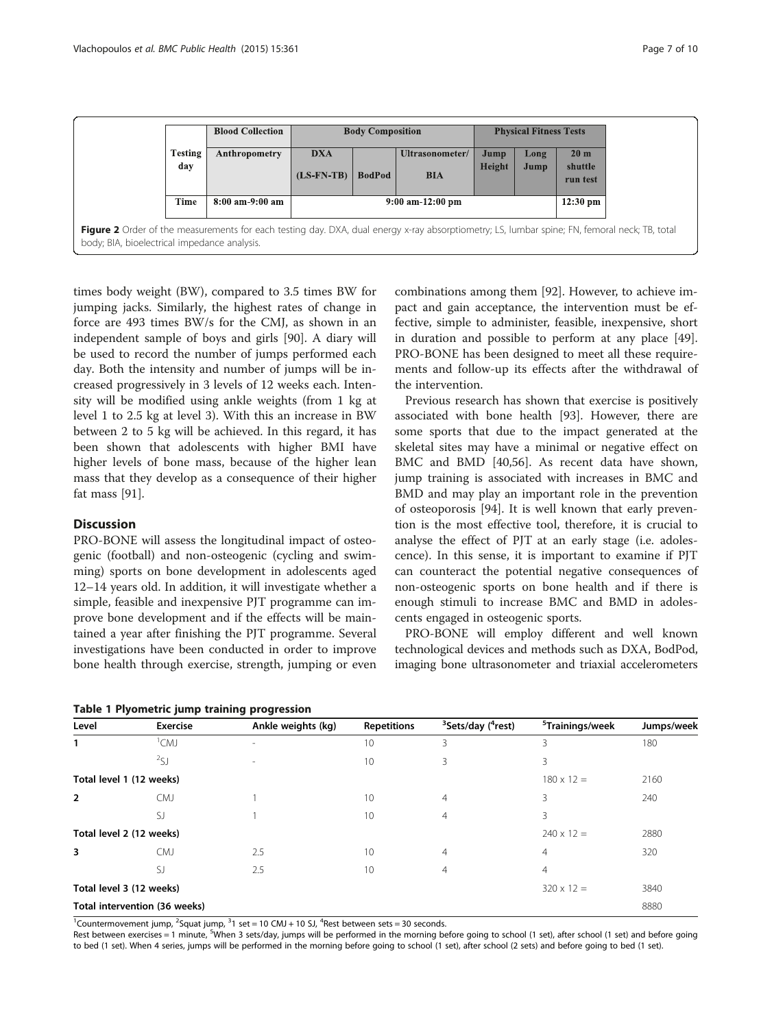| Testing day | Blood Collection | Body Composition | | | Physical Fitness Tests | | |
|---|---|---|---|---|---|---|---|
| | Anthropometry | DXA (LS-FN-TB) | BodPod | Ultrasonometer/ BIA | Jump Height | Long Jump | 20 m shuttle run test |
| Time | 8:00 am-9:00 am | 9:00 am-12:00 pm | | | | | 12:30 pm |

**Figure 2** Order of the measurements for each testing day. DXA, dual energy x-ray absorptiometry; LS, lumbar spine; FN, femoral neck; TB, total body; BIA, bioelectrical impedance analysis.

times body weight (BW), compared to 3.5 times BW for jumping jacks. Similarly, the highest rates of change in force are 493 times BW/s for the CMJ, as shown in an independent sample of boys and girls [90]. A diary will be used to record the number of jumps performed each day. Both the intensity and number of jumps will be increased progressively in 3 levels of 12 weeks each. Intensity will be modified using ankle weights (from 1 kg at level 1 to 2.5 kg at level 3). With this an increase in BW between 2 to 5 kg will be achieved. In this regard, it has been shown that adolescents with higher BMI have higher levels of bone mass, because of the higher lean mass that they develop as a consequence of their higher fat mass [91].

## Discussion

PRO-BONE will assess the longitudinal impact of osteogenic (football) and non-osteogenic (cycling and swimming) sports on bone development in adolescents aged 12–14 years old. In addition, it will investigate whether a simple, feasible and inexpensive PJT programme can improve bone development and if the effects will be maintained a year after finishing the PJT programme. Several investigations have been conducted in order to improve bone health through exercise, strength, jumping or even combinations among them [92]. However, to achieve impact and gain acceptance, the intervention must be effective, simple to administer, feasible, inexpensive, short in duration and possible to perform at any place [49]. PRO-BONE has been designed to meet all these requirements and follow-up its effects after the withdrawal of the intervention.

Previous research has shown that exercise is positively associated with bone health [93]. However, there are some sports that due to the impact generated at the skeletal sites may have a minimal or negative effect on BMC and BMD [40,56]. As recent data have shown, jump training is associated with increases in BMC and BMD and may play an important role in the prevention of osteoporosis [94]. It is well known that early prevention is the most effective tool, therefore, it is crucial to analyse the effect of PJT at an early stage (i.e. adolescence). In this sense, it is important to examine if PJT can counteract the potential negative consequences of non-osteogenic sports on bone health and if there is enough stimuli to increase BMC and BMD in adolescents engaged in osteogenic sports.

PRO-BONE will employ different and well known technological devices and methods such as DXA, BodPod, imaging bone ultrasonometer and triaxial accelerometers

**Table 1 Plyometric jump training progression**

| Level | Exercise | Ankle weights (kg) | Repetitions | [3]Sets/day ([4]rest) | [5]Trainings/week | Jumps/week |
|---|---|---|---|---|---|---|
| 1 | [1]CMJ | - | 10 | 3 | 3 | 180 |
| | [2]SJ | - | 10 | 3 | 3 | |
| Total level 1 (12 weeks) | | | | | 180 x 12 = | 2160 |
| 2 | CMJ | 1 | 10 | 4 | 3 | 240 |
| | SJ | 1 | 10 | 4 | 3 | |
| Total level 2 (12 weeks) | | | | | 240 x 12 = | 2880 |
| 3 | CMJ | 2.5 | 10 | 4 | 4 | 320 |
| | SJ | 2.5 | 10 | 4 | 4 | |
| Total level 3 (12 weeks) | | | | | 320 x 12 = | 3840 |
| Total intervention (36 weeks) | | | | | | 8880 |

[1]Countermovement jump, [2]Squat jump, [3]1 set = 10 CMJ + 10 SJ, [4]Rest between sets = 30 seconds.
Rest between exercises = 1 minute, [5]When 3 sets/day, jumps will be performed in the morning before going to school (1 set), after school (1 set) and before going to bed (1 set). When 4 series, jumps will be performed in the morning before going to school (1 set), after school (2 sets) and before going to bed (1 set).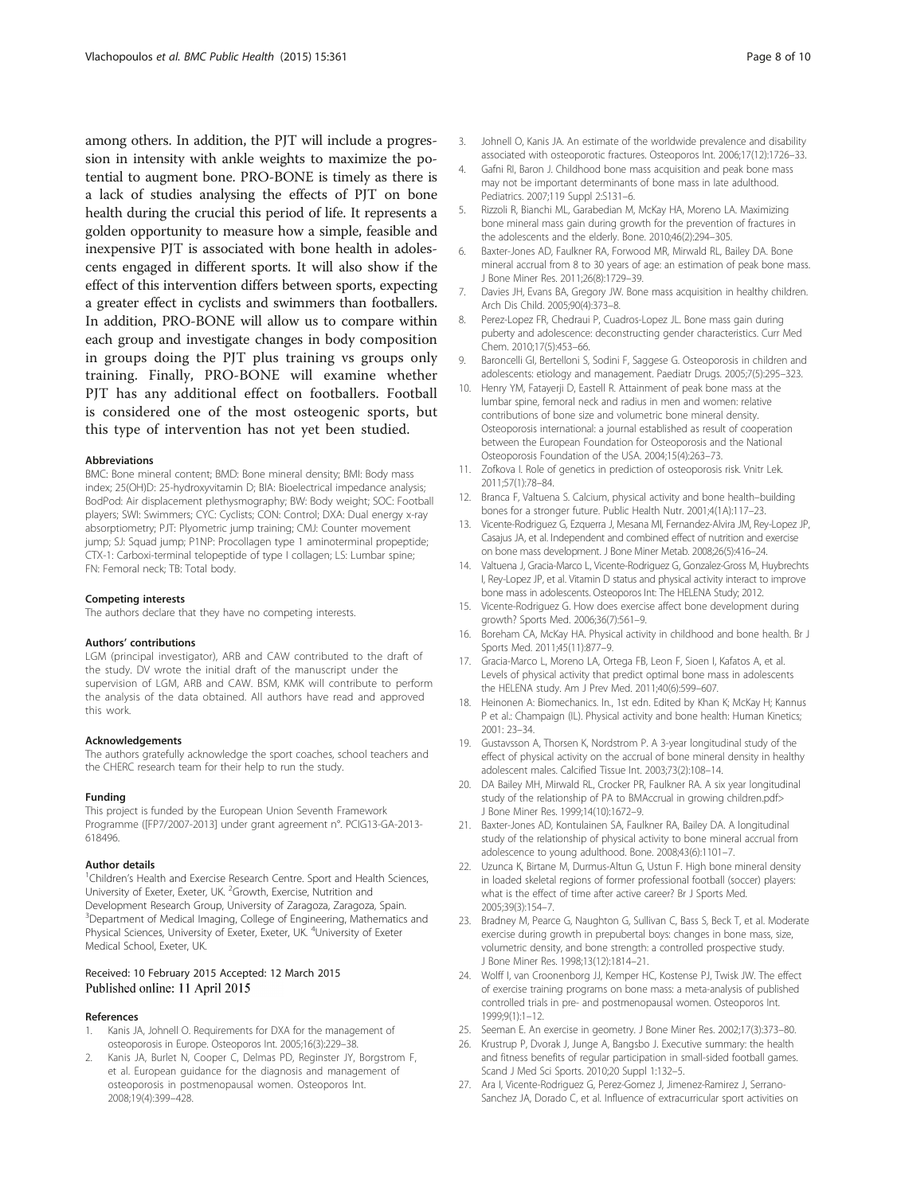among others. In addition, the PJT will include a progression in intensity with ankle weights to maximize the potential to augment bone. PRO-BONE is timely as there is a lack of studies analysing the effects of PJT on bone health during the crucial this period of life. It represents a golden opportunity to measure how a simple, feasible and inexpensive PJT is associated with bone health in adolescents engaged in different sports. It will also show if the effect of this intervention differs between sports, expecting a greater effect in cyclists and swimmers than footballers. In addition, PRO-BONE will allow us to compare within each group and investigate changes in body composition in groups doing the PJT plus training vs groups only training. Finally, PRO-BONE will examine whether PJT has any additional effect on footballers. Football is considered one of the most osteogenic sports, but this type of intervention has not yet been studied.

#### Abbreviations

BMC: Bone mineral content; BMD: Bone mineral density; BMI: Body mass index; 25(OH)D: 25-hydroxyvitamin D; BIA: Bioelectrical impedance analysis; BodPod: Air displacement plethysmography; BW: Body weight; SOC: Football players; SWI: Swimmers; CYC: Cyclists; CON: Control; DXA: Dual energy x-ray absorptiometry; PJT: Plyometric jump training; CMJ: Counter movement jump; SJ: Squad jump; P1NP: Procollagen type 1 aminoterminal propeptide; CTX-1: Carboxi-terminal telopeptide of type I collagen; LS: Lumbar spine; FN: Femoral neck; TB: Total body.

#### Competing interests

The authors declare that they have no competing interests.

#### Authors' contributions

LGM (principal investigator), ARB and CAW contributed to the draft of the study. DV wrote the initial draft of the manuscript under the supervision of LGM, ARB and CAW. BSM, KMK will contribute to perform the analysis of the data obtained. All authors have read and approved this work.

#### Acknowledgements

The authors gratefully acknowledge the sport coaches, school teachers and the CHERC research team for their help to run the study.

#### Funding

This project is funded by the European Union Seventh Framework Programme ([FP7/2007-2013] under grant agreement n°. PCIG13-GA-2013-618496.

#### Author details

[1]Children's Health and Exercise Research Centre. Sport and Health Sciences, University of Exeter, Exeter, UK. [2]Growth, Exercise, Nutrition and Development Research Group, University of Zaragoza, Zaragoza, Spain. [3]Department of Medical Imaging, College of Engineering, Mathematics and Physical Sciences, University of Exeter, Exeter, UK. [4]University of Exeter Medical School, Exeter, UK.

Received: 10 February 2015 Accepted: 12 March 2015
Published online: 11 April 2015

#### References

1. Kanis JA, Johnell O. Requirements for DXA for the management of osteoporosis in Europe. Osteoporos Int. 2005;16(3):229–38.
2. Kanis JA, Burlet N, Cooper C, Delmas PD, Reginster JY, Borgstrom F, et al. European guidance for the diagnosis and management of osteoporosis in postmenopausal women. Osteoporos Int. 2008;19(4):399–428.
3. Johnell O, Kanis JA. An estimate of the worldwide prevalence and disability associated with osteoporotic fractures. Osteoporos Int. 2006;17(12):1726–33.
4. Gafni RI, Baron J. Childhood bone mass acquisition and peak bone mass may not be important determinants of bone mass in late adulthood. Pediatrics. 2007;119 Suppl 2:S131–6.
5. Rizzoli R, Bianchi ML, Garabedian M, McKay HA, Moreno LA. Maximizing bone mineral mass gain during growth for the prevention of fractures in the adolescents and the elderly. Bone. 2010;46(2):294–305.
6. Baxter-Jones AD, Faulkner RA, Forwood MR, Mirwald RL, Bailey DA. Bone mineral accrual from 8 to 30 years of age: an estimation of peak bone mass. J Bone Miner Res. 2011;26(8):1729–39.
7. Davies JH, Evans BA, Gregory JW. Bone mass acquisition in healthy children. Arch Dis Child. 2005;90(4):373–8.
8. Perez-Lopez FR, Chedraui P, Cuadros-Lopez JL. Bone mass gain during puberty and adolescence: deconstructing gender characteristics. Curr Med Chem. 2010;17(5):453–66.
9. Baroncelli GI, Bertelloni S, Sodini F, Saggese G. Osteoporosis in children and adolescents: etiology and management. Paediatr Drugs. 2005;7(5):295–323.
10. Henry YM, Fatayerji D, Eastell R. Attainment of peak bone mass at the lumbar spine, femoral neck and radius in men and women: relative contributions of bone size and volumetric bone mineral density. Osteoporosis international: a journal established as result of cooperation between the European Foundation for Osteoporosis and the National Osteoporosis Foundation of the USA. 2004;15(4):263–73.
11. Zofkova I. Role of genetics in prediction of osteoporosis risk. Vnitr Lek. 2011;57(1):78–84.
12. Branca F, Valtuena S. Calcium, physical activity and bone health–building bones for a stronger future. Public Health Nutr. 2001;4(1A):117–23.
13. Vicente-Rodriguez G, Ezquerra J, Mesana MI, Fernandez-Alvira JM, Rey-Lopez JP, Casajus JA, et al. Independent and combined effect of nutrition and exercise on bone mass development. J Bone Miner Metab. 2008;26(5):416–24.
14. Valtuena J, Gracia-Marco L, Vicente-Rodriguez G, Gonzalez-Gross M, Huybrechts I, Rey-Lopez JP, et al. Vitamin D status and physical activity interact to improve bone mass in adolescents. Osteoporos Int: The HELENA Study; 2012.
15. Vicente-Rodriguez G. How does exercise affect bone development during growth? Sports Med. 2006;36(7):561–9.
16. Boreham CA, McKay HA. Physical activity in childhood and bone health. Br J Sports Med. 2011;45(11):877–9.
17. Gracia-Marco L, Moreno LA, Ortega FB, Leon F, Sioen I, Kafatos A, et al. Levels of physical activity that predict optimal bone mass in adolescents the HELENA study. Am J Prev Med. 2011;40(6):599–607.
18. Heinonen A: Biomechanics. In., 1st edn. Edited by Khan K; McKay H; Kannus P et al.: Champaign (IL). Physical activity and bone health: Human Kinetics; 2001: 23–34.
19. Gustavsson A, Thorsen K, Nordstrom P. A 3-year longitudinal study of the effect of physical activity on the accrual of bone mineral density in healthy adolescent males. Calcified Tissue Int. 2003;73(2):108–14.
20. DA Bailey MH, Mirwald RL, Crocker PR, Faulkner RA. A six year longitudinal study of the relationship of PA to BMAccrual in growing children.pdf> J Bone Miner Res. 1999;14(10):1672–9.
21. Baxter-Jones AD, Kontulainen SA, Faulkner RA, Bailey DA. A longitudinal study of the relationship of physical activity to bone mineral accrual from adolescence to young adulthood. Bone. 2008;43(6):1101–7.
22. Uzunca K, Birtane M, Durmus-Altun G, Ustun F. High bone mineral density in loaded skeletal regions of former professional football (soccer) players: what is the effect of time after active career? Br J Sports Med. 2005;39(3):154–7.
23. Bradney M, Pearce G, Naughton G, Sullivan C, Bass S, Beck T, et al. Moderate exercise during growth in prepubertal boys: changes in bone mass, size, volumetric density, and bone strength: a controlled prospective study. J Bone Miner Res. 1998;13(12):1814–21.
24. Wolff I, van Croonenborg JJ, Kemper HC, Kostense PJ, Twisk JW. The effect of exercise training programs on bone mass: a meta-analysis of published controlled trials in pre- and postmenopausal women. Osteoporos Int. 1999;9(1):1–12.
25. Seeman E. An exercise in geometry. J Bone Miner Res. 2002;17(3):373–80.
26. Krustrup P, Dvorak J, Junge A, Bangsbo J. Executive summary: the health and fitness benefits of regular participation in small-sided football games. Scand J Med Sci Sports. 2010;20 Suppl 1:132–5.
27. Ara I, Vicente-Rodriguez G, Perez-Gomez J, Jimenez-Ramirez J, Serrano-Sanchez JA, Dorado C, et al. Influence of extracurricular sport activities on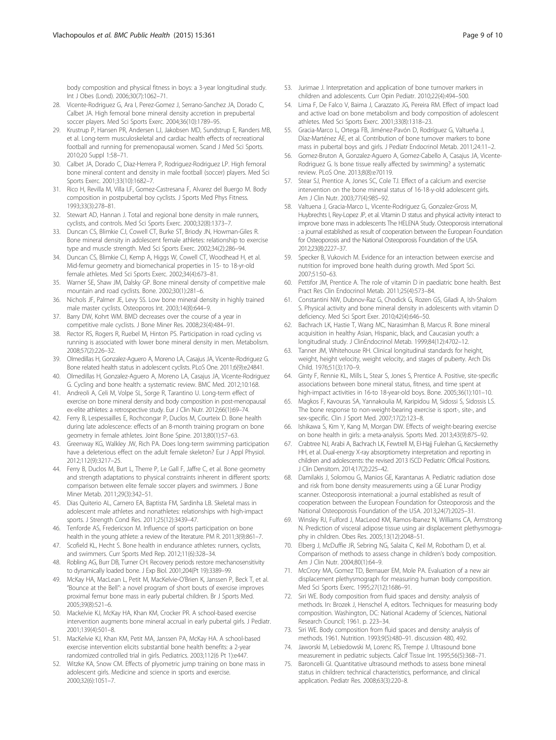body composition and physical fitness in boys: a 3-year longitudinal study. Int J Obes (Lond). 2006;30(7):1062–71.

28. Vicente-Rodriguez G, Ara I, Perez-Gomez J, Serrano-Sanchez JA, Dorado C, Calbet JA. High femoral bone mineral density accretion in prepubertal soccer players. Med Sci Sports Exerc. 2004;36(10):1789–95.
29. Krustrup P, Hansen PR, Andersen LJ, Jakobsen MD, Sundstrup E, Randers MB, et al. Long-term musculoskeletal and cardiac health effects of recreational football and running for premenopausal women. Scand J Med Sci Sports. 2010;20 Suppl 1:58–71.
30. Calbet JA, Dorado C, Diaz-Herrera P, Rodriguez-Rodriguez LP. High femoral bone mineral content and density in male football (soccer) players. Med Sci Sports Exerc. 2001;33(10):1682–7.
31. Rico H, Revilla M, Villa LF, Gomez-Castresana F, Alvarez del Buergo M. Body composition in postpubertal boy cyclists. J Sports Med Phys Fitness. 1993;33(3):278–81.
32. Stewart AD, Hannan J. Total and regional bone density in male runners, cyclists, and controls. Med Sci Sports Exerc. 2000;32(8):1373–7.
33. Duncan CS, Blimkie CJ, Cowell CT, Burke ST, Briody JN, Howman-Giles R. Bone mineral density in adolescent female athletes: relationship to exercise type and muscle strength. Med Sci Sports Exerc. 2002;34(2):286–94.
34. Duncan CS, Blimkie CJ, Kemp A, Higgs W, Cowell CT, Woodhead H, et al. Mid-femur geometry and biomechanical properties in 15- to 18-yr-old female athletes. Med Sci Sports Exerc. 2002;34(4):673–81.
35. Warner SE, Shaw JM, Dalsky GP. Bone mineral density of competitive male mountain and road cyclists. Bone. 2002;30(1):281–6.
36. Nichols JF, Palmer JE, Levy SS. Low bone mineral density in highly trained male master cyclists. Osteoporos Int. 2003;14(8):644–9.
37. Barry DW, Kohrt WM. BMD decreases over the course of a year in competitive male cyclists. J Bone Miner Res. 2008;23(4):484–91.
38. Rector RS, Rogers R, Ruebel M, Hinton PS. Participation in road cycling vs running is associated with lower bone mineral density in men. Metabolism. 2008;57(2):226–32.
39. Olmedillas H, Gonzalez-Aguero A, Moreno LA, Casajus JA, Vicente-Rodriguez G. Bone related health status in adolescent cyclists. PLoS One. 2011;6(9):e24841.
40. Olmedillas H, Gonzalez-Aguero A, Moreno LA, Casajus JA, Vicente-Rodriguez G. Cycling and bone health: a systematic review. BMC Med. 2012;10:168.
41. Andreoli A, Celi M, Volpe SL, Sorge R, Tarantino U. Long-term effect of exercise on bone mineral density and body composition in post-menopausal ex-elite athletes: a retrospective study. Eur J Clin Nutr. 2012;66(1):69–74.
42. Ferry B, Lespessailles E, Rochcongar P, Duclos M, Courteix D. Bone health during late adolescence: effects of an 8-month training program on bone geometry in female athletes. Joint Bone Spine. 2013;80(1):57–63.
43. Greenway KG, Walkley JW, Rich PA. Does long-term swimming participation have a deleterious effect on the adult female skeleton? Eur J Appl Physiol. 2012;112(9):3217–25.
44. Ferry B, Duclos M, Burt L, Therre P, Le Gall F, Jaffre C, et al. Bone geometry and strength adaptations to physical constraints inherent in different sports: comparison between elite female soccer players and swimmers. J Bone Miner Metab. 2011;29(3):342–51.
45. Dias Quiterio AL, Carnero EA, Baptista FM, Sardinha LB. Skeletal mass in adolescent male athletes and nonathletes: relationships with high-impact sports. J Strength Cond Res. 2011;25(12):3439–47.
46. Tenforde AS, Fredericson M. Influence of sports participation on bone health in the young athlete: a review of the literature. PM R. 2011;3(9):861–7.
47. Scofield KL, Hecht S. Bone health in endurance athletes: runners, cyclists, and swimmers. Curr Sports Med Rep. 2012;11(6):328–34.
48. Robling AG, Burr DB, Turner CH. Recovery periods restore mechanosensitivity to dynamically loaded bone. J Exp Biol. 2001;204(Pt 19):3389–99.
49. McKay HA, MacLean L, Petit M, MacKelvie-O'Brien K, Janssen P, Beck T, et al. "Bounce at the Bell": a novel program of short bouts of exercise improves proximal femur bone mass in early pubertal children. Br J Sports Med. 2005;39(8):521–6.
50. Mackelvie KJ, McKay HA, Khan KM, Crocker PR. A school-based exercise intervention augments bone mineral accrual in early pubertal girls. J Pediatr. 2001;139(4):501–8.
51. MacKelvie KJ, Khan KM, Petit MA, Janssen PA, McKay HA. A school-based exercise intervention elicits substantial bone health benefits: a 2-year randomized controlled trial in girls. Pediatrics. 2003;112(6 Pt 1):e447.
52. Witzke KA, Snow CM. Effects of plyometric jump training on bone mass in adolescent girls. Medicine and science in sports and exercise. 2000;32(6):1051–7.
53. Jurimae J. Interpretation and application of bone turnover markers in children and adolescents. Curr Opin Pediatr. 2010;22(4):494–500.
54. Lima F, De Falco V, Baima J, Carazzato JG, Pereira RM. Effect of impact load and active load on bone metabolism and body composition of adolescent athletes. Med Sci Sports Exerc. 2001;33(8):1318–23.
55. Gracia-Marco L, Ortega FB, Jiménez-Pavón D, Rodríguez G, Valtueña J, Díaz-Martínez ÁE, et al. Contribution of bone turnover markers to bone mass in pubertal boys and girls. J Pediatr Endocrinol Metab. 2011;24:11–2.
56. Gomez-Bruton A, Gonzalez-Aguero A, Gomez-Cabello A, Casajus JA, Vicente-Rodriguez G. Is bone tissue really affected by swimming? a systematic review. PLoS One. 2013;8(8):e70119.
57. Stear SJ, Prentice A, Jones SC, Cole TJ. Effect of a calcium and exercise intervention on the bone mineral status of 16-18-y-old adolescent girls. Am J Clin Nutr. 2003;77(4):985–92.
58. Valtuena J, Gracia-Marco L, Vicente-Rodriguez G, Gonzalez-Gross M, Huybrechts I, Rey-Lopez JP, et al. Vitamin D status and physical activity interact to improve bone mass in adolescents The HELENA Study. Osteoporosis international : a journal established as result of cooperation between the European Foundation for Osteoporosis and the National Osteoporosis Foundation of the USA. 2012;23(8):2227–37.
59. Specker B, Vukovich M. Evidence for an interaction between exercise and nutrition for improved bone health during growth. Med Sport Sci. 2007;51:50–63.
60. Pettifor JM, Prentice A. The role of vitamin D in paediatric bone health. Best Pract Res Clin Endocrinol Metab. 2011;25(4):573–84.
61. Constantini NW, Dubnov-Raz G, Chodick G, Rozen GS, Giladi A, Ish-Shalom S. Physical activity and bone mineral density in adolescents with vitamin D deficiency. Med Sci Sport Exer. 2010;42(4):646–50.
62. Bachrach LK, Hastie T, Wang MC, Narasimhan B, Marcus R. Bone mineral acquisition in healthy Asian, Hispanic, black, and Caucasian youth: a longitudinal study. J ClinEndocrinol Metab. 1999;84(12):4702–12.
63. Tanner JM, Whitehouse RH. Clinical longitudinal standards for height, weight, height velocity, weight velocity, and stages of puberty. Arch Dis Child. 1976;51(3):170–9.
64. Ginty F, Rennie KL, Mills L, Stear S, Jones S, Prentice A. Positive, site-specific associations between bone mineral status, fitness, and time spent at high-impact activities in 16-to 18-year-old boys. Bone. 2005;36(1):101–10.
65. Magkos F, Kavouras SA, Yannakoulia M, Karipidou M, Sidossi S, Sidossis LS. The bone response to non-weight-bearing exercise is sport-, site-, and sex-specific. Clin J Sport Med. 2007;17(2):123–8.
66. Ishikawa S, Kim Y, Kang M, Morgan DW. Effects of weight-bearing exercise on bone health in girls: a meta-analysis. Sports Med. 2013;43(9):875–92.
67. Crabtree NJ, Arabi A, Bachrach LK, Fewtrell M, El-Hajj Fuleihan G, Kecskemethy HH, et al. Dual-energy X-ray absorptiometry interpretation and reporting in children and adolescents: the revised 2013 ISCD Pediatric Official Positions. J Clin Densitom. 2014;17(2):225–42.
68. Damilakis J, Solomou G, Manios GE, Karantanas A. Pediatric radiation dose and risk from bone density measurements using a GE Lunar Prodigy scanner. Osteoporosis international: a journal established as result of cooperation between the European Foundation for Osteoporosis and the National Osteoporosis Foundation of the USA. 2013;24(7):2025–31.
69. Winsley RJ, Fulford J, MacLeod KM, Ramos-Ibanez N, Williams CA, Armstrong N. Prediction of visceral adipose tissue using air displacement plethysmography in children. Obes Res. 2005;13(12):2048–51.
70. Elberg J, McDuffie JR, Sebring NG, Salaita C, Keil M, Robotham D, et al. Comparison of methods to assess change in children's body composition. Am J Clin Nutr. 2004;80(1):64–9.
71. McCrory MA, Gomez TD, Bernauer EM, Mole PA. Evaluation of a new air displacement plethysmograph for measuring human body composition. Med Sci Sports Exerc. 1995;27(12):1686–91.
72. Siri WE. Body composition from fluid spaces and density: analysis of methods. In: Brozek J, Henschel A, editors. Techniques for measuring body composition. Washington, DC: National Academy of Sciences, National Research Council; 1961. p. 223–34.
73. Siri WE. Body composition from fluid spaces and density: analysis of methods. 1961. Nutrition. 1993;9(5):480–91. discussion 480, 492.
74. Jaworski M, Lebiedowski M, Lorenc RS, Trempe J. Ultrasound bone measurement in pediatric subjects. Calcif Tissue Int. 1995;56(5):368–71.
75. Baroncelli GI. Quantitative ultrasound methods to assess bone mineral status in children: technical characteristics, performance, and clinical application. Pediatr Res. 2008;63(3):220–8.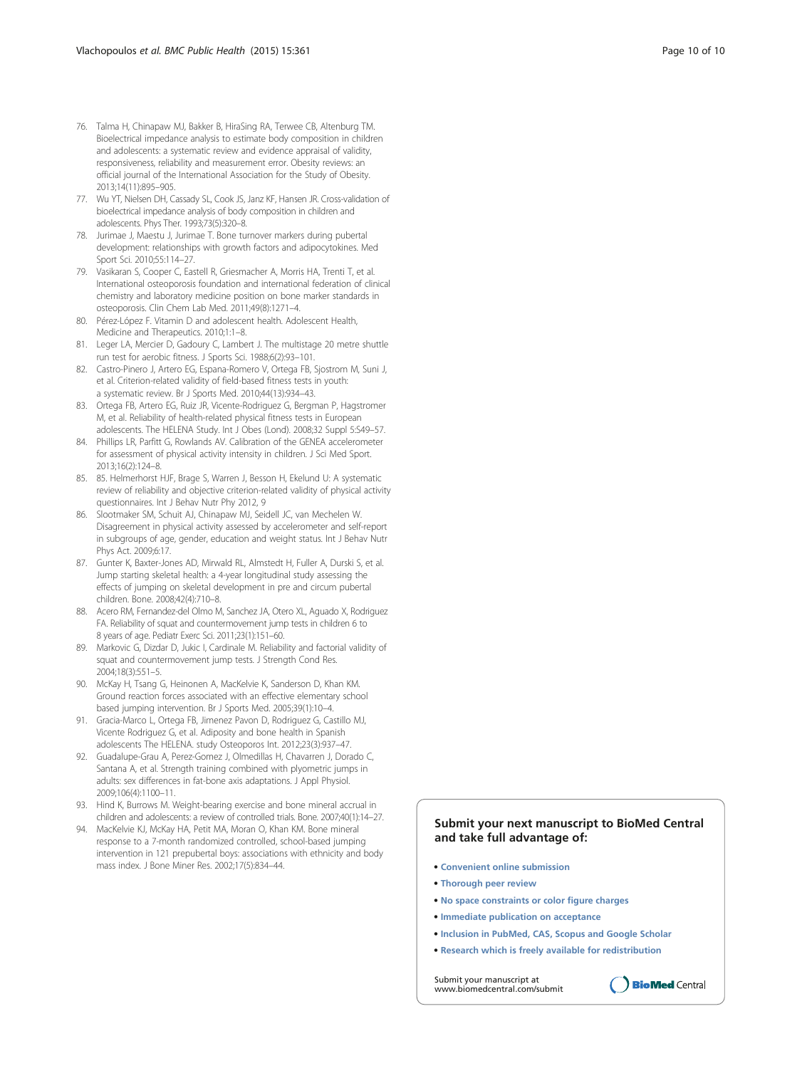76. Talma H, Chinapaw MJ, Bakker B, HiraSing RA, Terwee CB, Altenburg TM. Bioelectrical impedance analysis to estimate body composition in children and adolescents: a systematic review and evidence appraisal of validity, responsiveness, reliability and measurement error. Obesity reviews: an official journal of the International Association for the Study of Obesity. 2013;14(11):895–905.
77. Wu YT, Nielsen DH, Cassady SL, Cook JS, Janz KF, Hansen JR. Cross-validation of bioelectrical impedance analysis of body composition in children and adolescents. Phys Ther. 1993;73(5):320–8.
78. Jurimae J, Maestu J, Jurimae T. Bone turnover markers during pubertal development: relationships with growth factors and adipocytokines. Med Sport Sci. 2010;55:114–27.
79. Vasikaran S, Cooper C, Eastell R, Griesmacher A, Morris HA, Trenti T, et al. International osteoporosis foundation and international federation of clinical chemistry and laboratory medicine position on bone marker standards in osteoporosis. Clin Chem Lab Med. 2011;49(8):1271–4.
80. Pérez-López F. Vitamin D and adolescent health. Adolescent Health, Medicine and Therapeutics. 2010;1:1–8.
81. Leger LA, Mercier D, Gadoury C, Lambert J. The multistage 20 metre shuttle run test for aerobic fitness. J Sports Sci. 1988;6(2):93–101.
82. Castro-Pinero J, Artero EG, Espana-Romero V, Ortega FB, Sjostrom M, Suni J, et al. Criterion-related validity of field-based fitness tests in youth: a systematic review. Br J Sports Med. 2010;44(13):934–43.
83. Ortega FB, Artero EG, Ruiz JR, Vicente-Rodriguez G, Bergman P, Hagstromer M, et al. Reliability of health-related physical fitness tests in European adolescents. The HELENA Study. Int J Obes (Lond). 2008;32 Suppl 5:S49–57.
84. Phillips LR, Parfitt G, Rowlands AV. Calibration of the GENEA accelerometer for assessment of physical activity intensity in children. J Sci Med Sport. 2013;16(2):124–8.
85. 85. Helmerhorst HJF, Brage S, Warren J, Besson H, Ekelund U: A systematic review of reliability and objective criterion-related validity of physical activity questionnaires. Int J Behav Nutr Phy 2012, 9
86. Slootmaker SM, Schuit AJ, Chinapaw MJ, Seidell JC, van Mechelen W. Disagreement in physical activity assessed by accelerometer and self-report in subgroups of age, gender, education and weight status. Int J Behav Nutr Phys Act. 2009;6:17.
87. Gunter K, Baxter-Jones AD, Mirwald RL, Almstedt H, Fuller A, Durski S, et al. Jump starting skeletal health: a 4-year longitudinal study assessing the effects of jumping on skeletal development in pre and circum pubertal children. Bone. 2008;42(4):710–8.
88. Acero RM, Fernandez-del Olmo M, Sanchez JA, Otero XL, Aguado X, Rodriguez FA. Reliability of squat and countermovement jump tests in children 6 to 8 years of age. Pediatr Exerc Sci. 2011;23(1):151–60.
89. Markovic G, Dizdar D, Jukic I, Cardinale M. Reliability and factorial validity of squat and countermovement jump tests. J Strength Cond Res. 2004;18(3):551–5.
90. McKay H, Tsang G, Heinonen A, MacKelvie K, Sanderson D, Khan KM. Ground reaction forces associated with an effective elementary school based jumping intervention. Br J Sports Med. 2005;39(1):10–4.
91. Gracia-Marco L, Ortega FB, Jimenez Pavon D, Rodriguez G, Castillo MJ, Vicente Rodriguez G, et al. Adiposity and bone health in Spanish adolescents The HELENA. study Osteoporos Int. 2012;23(3):937–47.
92. Guadalupe-Grau A, Perez-Gomez J, Olmedillas H, Chavarren J, Dorado C, Santana A, et al. Strength training combined with plyometric jumps in adults: sex differences in fat-bone axis adaptations. J Appl Physiol. 2009;106(4):1100–11.
93. Hind K, Burrows M. Weight-bearing exercise and bone mineral accrual in children and adolescents: a review of controlled trials. Bone. 2007;40(1):14–27.
94. MacKelvie KJ, McKay HA, Petit MA, Moran O, Khan KM. Bone mineral response to a 7-month randomized controlled, school-based jumping intervention in 121 prepubertal boys: associations with ethnicity and body mass index. J Bone Miner Res. 2002;17(5):834–44.

**Submit your next manuscript to BioMed Central and take full advantage of:**

- **Convenient online submission**
- **Thorough peer review**
- **No space constraints or color figure charges**
- **Immediate publication on acceptance**
- **Inclusion in PubMed, CAS, Scopus and Google Scholar**
- **Research which is freely available for redistribution**

Submit your manuscript at
www.biomedcentral.com/submit

BioMed Central